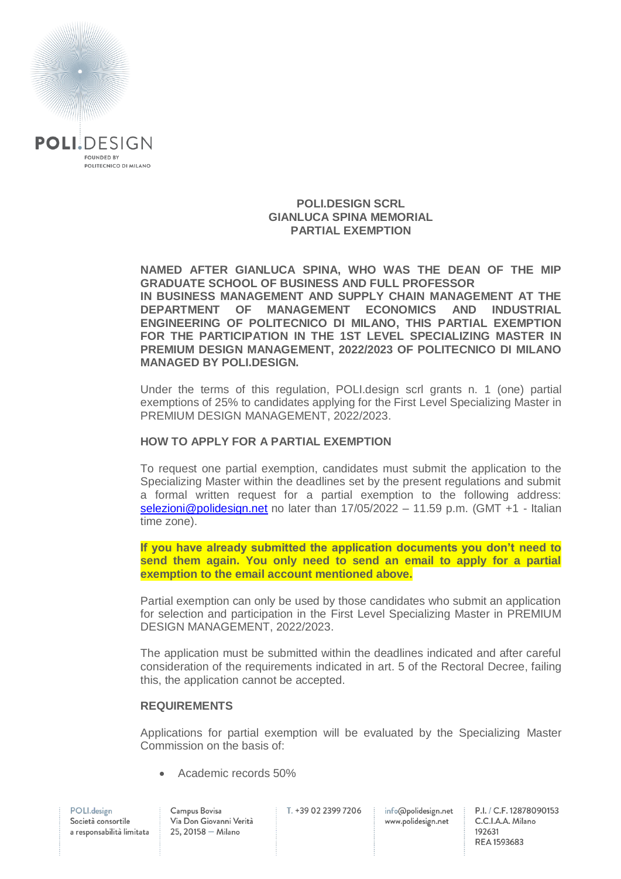**POLI.DESIGN SCRL**
**GIANLUCA SPINA MEMORIAL**
**PARTIAL EXEMPTION**

**NAMED AFTER GIANLUCA SPINA, WHO WAS THE DEAN OF THE MIP GRADUATE SCHOOL OF BUSINESS AND FULL PROFESSOR IN BUSINESS MANAGEMENT AND SUPPLY CHAIN MANAGEMENT AT THE DEPARTMENT OF MANAGEMENT ECONOMICS AND INDUSTRIAL ENGINEERING OF POLITECNICO DI MILANO, THIS PARTIAL EXEMPTION FOR THE PARTICIPATION IN THE 1ST LEVEL SPECIALIZING MASTER IN PREMIUM DESIGN MANAGEMENT, 2022/2023 OF POLITECNICO DI MILANO MANAGED BY POLI.DESIGN.**

Under the terms of this regulation, POLI.design scrl grants n. 1 (one) partial exemptions of 25% to candidates applying for the First Level Specializing Master in PREMIUM DESIGN MANAGEMENT, 2022/2023.

## HOW TO APPLY FOR A PARTIAL EXEMPTION

To request one partial exemption, candidates must submit the application to the Specializing Master within the deadlines set by the present regulations and submit a formal written request for a partial exemption to the following address: selezioni@polidesign.net no later than 17/05/2022 – 11.59 p.m. (GMT +1 - Italian time zone).

**If you have already submitted the application documents you don't need to send them again. You only need to send an email to apply for a partial exemption to the email account mentioned above.**

Partial exemption can only be used by those candidates who submit an application for selection and participation in the First Level Specializing Master in PREMIUM DESIGN MANAGEMENT, 2022/2023.

The application must be submitted within the deadlines indicated and after careful consideration of the requirements indicated in art. 5 of the Rectoral Decree, failing this, the application cannot be accepted.

## REQUIREMENTS

Applications for partial exemption will be evaluated by the Specializing Master Commission on the basis of:

- Academic records 50%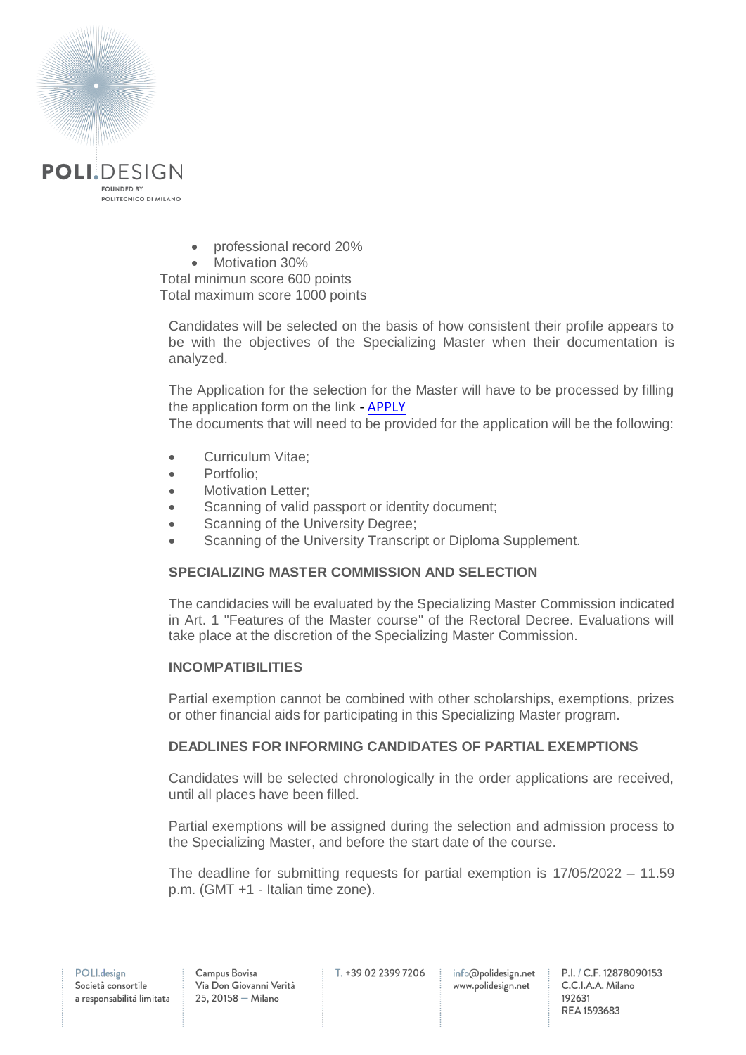- professional record 20%
- Motivation 30%

Total minimun score 600 points
Total maximum score 1000 points

Candidates will be selected on the basis of how consistent their profile appears to be with the objectives of the Specializing Master when their documentation is analyzed.

The Application for the selection for the Master will have to be processed by filling the application form on the link - APPLY
The documents that will need to be provided for the application will be the following:

- Curriculum Vitae;
- Portfolio;
- Motivation Letter;
- Scanning of valid passport or identity document;
- Scanning of the University Degree;
- Scanning of the University Transcript or Diploma Supplement.

**SPECIALIZING MASTER COMMISSION AND SELECTION**

The candidacies will be evaluated by the Specializing Master Commission indicated in Art. 1 "Features of the Master course" of the Rectoral Decree. Evaluations will take place at the discretion of the Specializing Master Commission.

**INCOMPATIBILITIES**

Partial exemption cannot be combined with other scholarships, exemptions, prizes or other financial aids for participating in this Specializing Master program.

**DEADLINES FOR INFORMING CANDIDATES OF PARTIAL EXEMPTIONS**

Candidates will be selected chronologically in the order applications are received, until all places have been filled.

Partial exemptions will be assigned during the selection and admission process to the Specializing Master, and before the start date of the course.

The deadline for submitting requests for partial exemption is 17/05/2022 – 11.59 p.m. (GMT +1 - Italian time zone).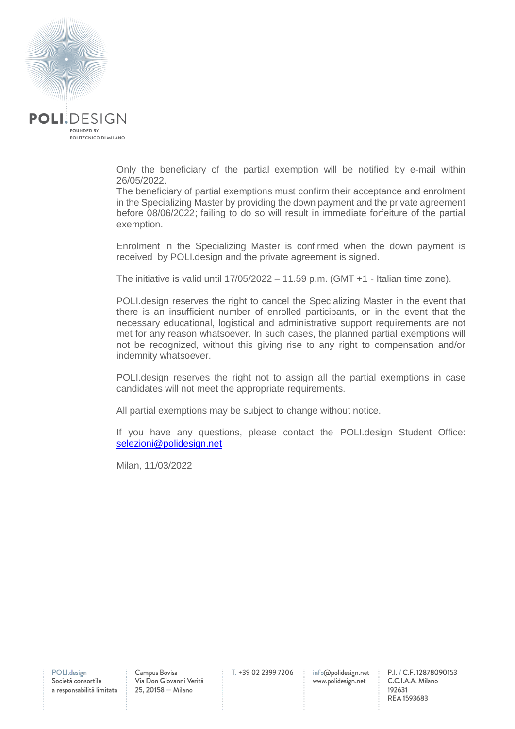Only the beneficiary of the partial exemption will be notified by e-mail within 26/05/2022.
The beneficiary of partial exemptions must confirm their acceptance and enrolment in the Specializing Master by providing the down payment and the private agreement before 08/06/2022; failing to do so will result in immediate forfeiture of the partial exemption.

Enrolment in the Specializing Master is confirmed when the down payment is received by POLI.design and the private agreement is signed.

The initiative is valid until 17/05/2022 – 11.59 p.m. (GMT +1 - Italian time zone).

POLI.design reserves the right to cancel the Specializing Master in the event that there is an insufficient number of enrolled participants, or in the event that the necessary educational, logistical and administrative support requirements are not met for any reason whatsoever. In such cases, the planned partial exemptions will not be recognized, without this giving rise to any right to compensation and/or indemnity whatsoever.

POLI.design reserves the right not to assign all the partial exemptions in case candidates will not meet the appropriate requirements.

All partial exemptions may be subject to change without notice.

If you have any questions, please contact the POLI.design Student Office: selezioni@polidesign.net

Milan, 11/03/2022